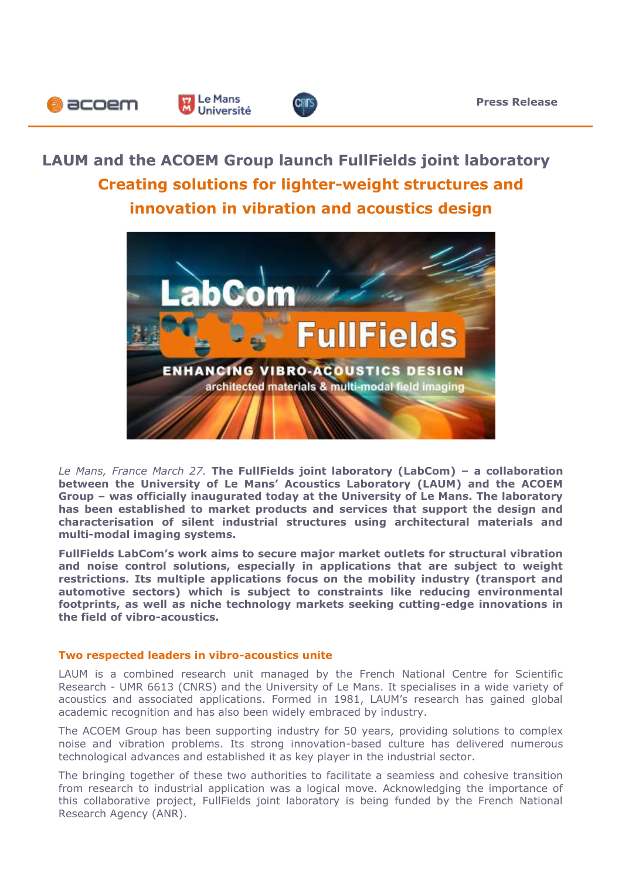Press Release

# LAUM and the ACOEM Group launch FullFields joint laboratory

## Creating solutions for lighter-weight structures and innovation in vibration and acoustics design

*Le Mans, France March 27.* **The FullFields joint laboratory (LabCom) – a collaboration between the University of Le Mans' Acoustics Laboratory (LAUM) and the ACOEM Group – was officially inaugurated today at the University of Le Mans. The laboratory has been established to market products and services that support the design and characterisation of silent industrial structures using architectural materials and multi-modal imaging systems.**

**FullFields LabCom's work aims to secure major market outlets for structural vibration and noise control solutions, especially in applications that are subject to weight restrictions. Its multiple applications focus on the mobility industry (transport and automotive sectors) which is subject to constraints like reducing environmental footprints, as well as niche technology markets seeking cutting-edge innovations in the field of vibro-acoustics.**

### Two respected leaders in vibro-acoustics unite

LAUM is a combined research unit managed by the French National Centre for Scientific Research - UMR 6613 (CNRS) and the University of Le Mans. It specialises in a wide variety of acoustics and associated applications. Formed in 1981, LAUM's research has gained global academic recognition and has also been widely embraced by industry.

The ACOEM Group has been supporting industry for 50 years, providing solutions to complex noise and vibration problems. Its strong innovation-based culture has delivered numerous technological advances and established it as key player in the industrial sector.

The bringing together of these two authorities to facilitate a seamless and cohesive transition from research to industrial application was a logical move. Acknowledging the importance of this collaborative project, FullFields joint laboratory is being funded by the French National Research Agency (ANR).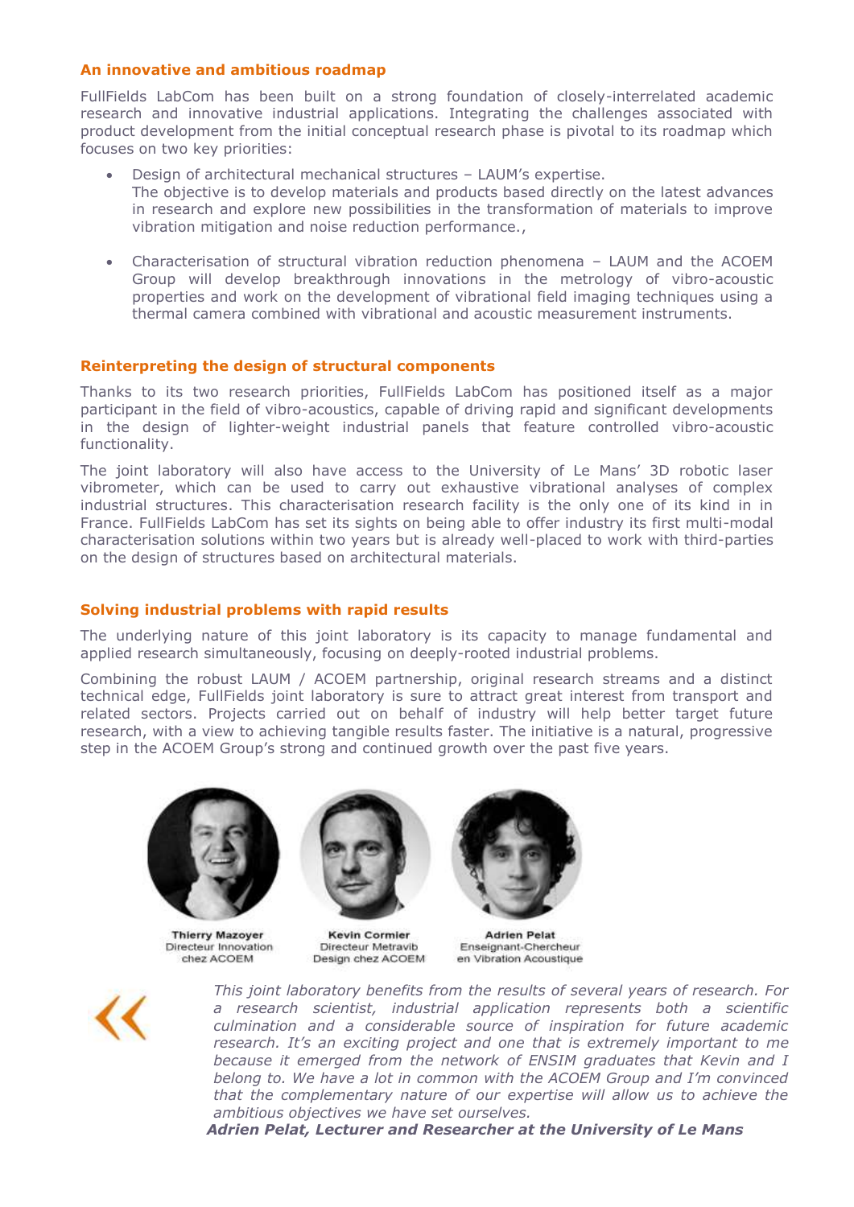### An innovative and ambitious roadmap

FullFields LabCom has been built on a strong foundation of closely-interrelated academic research and innovative industrial applications. Integrating the challenges associated with product development from the initial conceptual research phase is pivotal to its roadmap which focuses on two key priorities:

- Design of architectural mechanical structures – LAUM's expertise.
  The objective is to develop materials and products based directly on the latest advances in research and explore new possibilities in the transformation of materials to improve vibration mitigation and noise reduction performance.,

- Characterisation of structural vibration reduction phenomena – LAUM and the ACOEM Group will develop breakthrough innovations in the metrology of vibro-acoustic properties and work on the development of vibrational field imaging techniques using a thermal camera combined with vibrational and acoustic measurement instruments.

### Reinterpreting the design of structural components

Thanks to its two research priorities, FullFields LabCom has positioned itself as a major participant in the field of vibro-acoustics, capable of driving rapid and significant developments in the design of lighter-weight industrial panels that feature controlled vibro-acoustic functionality.

The joint laboratory will also have access to the University of Le Mans' 3D robotic laser vibrometer, which can be used to carry out exhaustive vibrational analyses of complex industrial structures. This characterisation research facility is the only one of its kind in in France. FullFields LabCom has set its sights on being able to offer industry its first multi-modal characterisation solutions within two years but is already well-placed to work with third-parties on the design of structures based on architectural materials.

### Solving industrial problems with rapid results

The underlying nature of this joint laboratory is its capacity to manage fundamental and applied research simultaneously, focusing on deeply-rooted industrial problems.

Combining the robust LAUM / ACOEM partnership, original research streams and a distinct technical edge, FullFields joint laboratory is sure to attract great interest from transport and related sectors. Projects carried out on behalf of industry will help better target future research, with a view to achieving tangible results faster. The initiative is a natural, progressive step in the ACOEM Group's strong and continued growth over the past five years.

**Thierry Mazoyer**
Directeur Innovation chez ACOEM

**Kevin Cormier**
Directeur Metravib Design chez ACOEM

**Adrien Pelat**
Enseignant-Chercheur en Vibration Acoustique

*This joint laboratory benefits from the results of several years of research. For a research scientist, industrial application represents both a scientific culmination and a considerable source of inspiration for future academic research. It's an exciting project and one that is extremely important to me because it emerged from the network of ENSIM graduates that Kevin and I belong to. We have a lot in common with the ACOEM Group and I'm convinced that the complementary nature of our expertise will allow us to achieve the ambitious objectives we have set ourselves.*

***Adrien Pelat, Lecturer and Researcher at the University of Le Mans***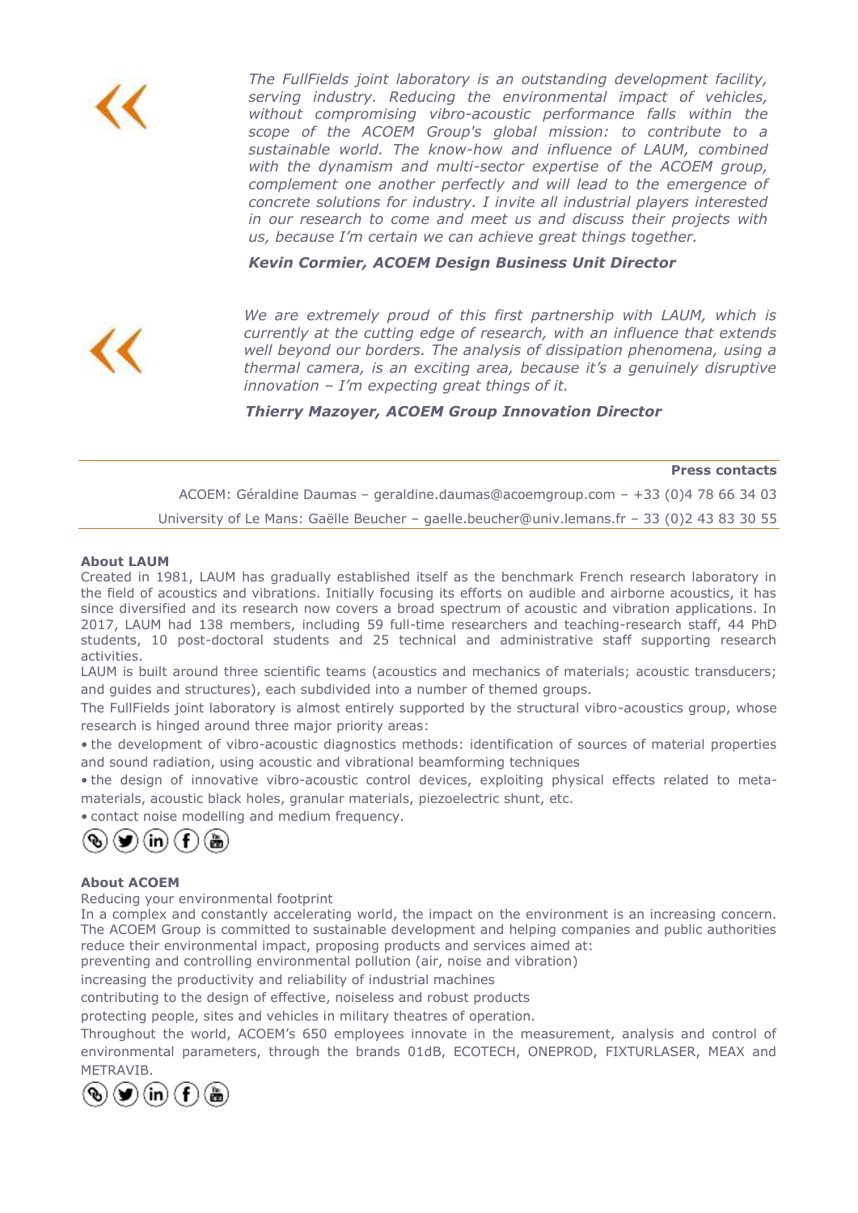*The FullFields joint laboratory is an outstanding development facility, serving industry. Reducing the environmental impact of vehicles, without compromising vibro-acoustic performance falls within the scope of the ACOEM Group's global mission: to contribute to a sustainable world. The know-how and influence of LAUM, combined with the dynamism and multi-sector expertise of the ACOEM group, complement one another perfectly and will lead to the emergence of concrete solutions for industry. I invite all industrial players interested in our research to come and meet us and discuss their projects with us, because I'm certain we can achieve great things together.*

***Kevin Cormier, ACOEM Design Business Unit Director***

*We are extremely proud of this first partnership with LAUM, which is currently at the cutting edge of research, with an influence that extends well beyond our borders. The analysis of dissipation phenomena, using a thermal camera, is an exciting area, because it's a genuinely disruptive innovation – I'm expecting great things of it.*

***Thierry Mazoyer, ACOEM Group Innovation Director***

---

**Press contacts**

ACOEM: Géraldine Daumas – geraldine.daumas@acoemgroup.com – +33 (0)4 78 66 34 03

University of Le Mans: Gaëlle Beucher – gaelle.beucher@univ.lemans.fr – 33 (0)2 43 83 30 55

---

**About LAUM**

Created in 1981, LAUM has gradually established itself as the benchmark French research laboratory in the field of acoustics and vibrations. Initially focusing its efforts on audible and airborne acoustics, it has since diversified and its research now covers a broad spectrum of acoustic and vibration applications. In 2017, LAUM had 138 members, including 59 full-time researchers and teaching-research staff, 44 PhD students, 10 post-doctoral students and 25 technical and administrative staff supporting research activities.

LAUM is built around three scientific teams (acoustics and mechanics of materials; acoustic transducers; and guides and structures), each subdivided into a number of themed groups.

The FullFields joint laboratory is almost entirely supported by the structural vibro-acoustics group, whose research is hinged around three major priority areas:

- the development of vibro-acoustic diagnostics methods: identification of sources of material properties and sound radiation, using acoustic and vibrational beamforming techniques
- the design of innovative vibro-acoustic control devices, exploiting physical effects related to meta-materials, acoustic black holes, granular materials, piezoelectric shunt, etc.
- contact noise modelling and medium frequency.

**About ACOEM**

Reducing your environmental footprint

In a complex and constantly accelerating world, the impact on the environment is an increasing concern. The ACOEM Group is committed to sustainable development and helping companies and public authorities reduce their environmental impact, proposing products and services aimed at:

preventing and controlling environmental pollution (air, noise and vibration)

increasing the productivity and reliability of industrial machines

contributing to the design of effective, noiseless and robust products

protecting people, sites and vehicles in military theatres of operation.

Throughout the world, ACOEM's 650 employees innovate in the measurement, analysis and control of environmental parameters, through the brands 01dB, ECOTECH, ONEPROD, FIXTURLASER, MEAX and METRAVIB.